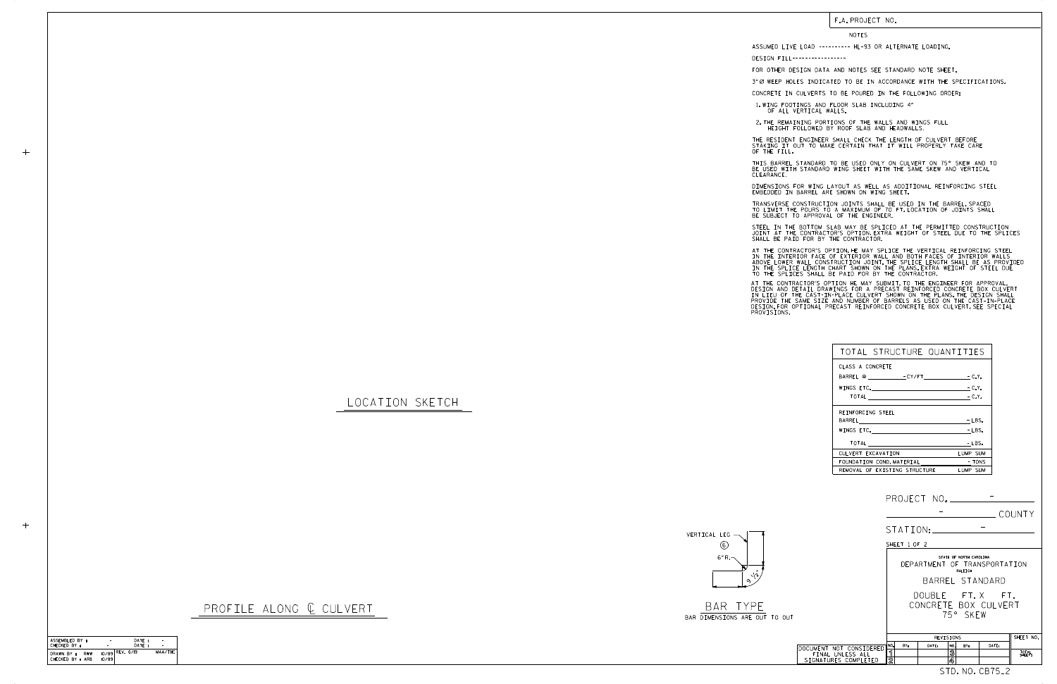F.A. PROJECT NO.

## NOTES

ASSUMED LIVE LOAD ---------- HL-93 OR ALTERNATE LOADING.

DESIGN FILL-----------------

FOR OTHER DESIGN DATA AND NOTES SEE STANDARD NOTE SHEET.

3"Ø WEEP HOLES INDICATED TO BE IN ACCORDANCE WITH THE SPECIFICATIONS.

CONCRETE IN CULVERTS TO BE POURED IN THE FOLLOWING ORDER:

1. WING FOOTINGS AND FLOOR SLAB INCLUDING 4" OF ALL VERTICAL WALLS.
2. THE REMAINING PORTIONS OF THE WALLS AND WINGS FULL HEIGHT FOLLOWED BY ROOF SLAB AND HEADWALLS.

THE RESIDENT ENGINEER SHALL CHECK THE LENGTH OF CULVERT BEFORE STAKING IT OUT TO MAKE CERTAIN THAT IT WILL PROPERLY TAKE CARE OF THE FILL.

THIS BARREL STANDARD TO BE USED ONLY ON CULVERT ON 75° SKEW AND TO BE USED WITH STANDARD WING SHEET WITH THE SAME SKEW AND VERTICAL CLEARANCE.

DIMENSIONS FOR WING LAYOUT AS WELL AS ADDITIONAL REINFORCING STEEL EMBEDDED IN BARREL ARE SHOWN ON WING SHEET.

TRANSVERSE CONSTRUCTION JOINTS SHALL BE USED IN THE BARREL, SPACED TO LIMIT THE POURS TO A MAXIMUM OF 70 FT. LOCATION OF JOINTS SHALL BE SUBJECT TO APPROVAL OF THE ENGINEER.

STEEL IN THE BOTTOM SLAB MAY BE SPLICED AT THE PERMITTED CONSTRUCTION JOINT AT THE CONTRACTOR'S OPTION. EXTRA WEIGHT OF STEEL DUE TO THE SPLICES SHALL BE PAID FOR BY THE CONTRACTOR.

AT THE CONTRACTOR'S OPTION, HE MAY SPLICE THE VERTICAL REINFORCING STEEL IN THE INTERIOR FACE OF EXTERIOR WALL AND BOTH FACES OF INTERIOR WALLS ABOVE LOWER WALL CONSTRUCTION JOINT. THE SPLICE LENGTH SHALL BE AS PROVIDED IN THE SPLICE LENGTH CHART SHOWN ON THE PLANS. EXTRA WEIGHT OF STEEL DUE TO THE SPLICES SHALL BE PAID FOR BY THE CONTRACTOR.

AT THE CONTRACTOR'S OPTION HE MAY SUBMIT, TO THE ENGINEER FOR APPROVAL, DESIGN AND DETAIL DRAWINGS FOR A PRECAST REINFORCED CONCRETE BOX CULVERT IN LIEU OF THE CAST-IN-PLACE CULVERT SHOWN ON THE PLANS. THE DESIGN SHALL PROVIDE THE SAME SIZE AND NUMBER OF BARRELS AS USED ON THE CAST-IN-PLACE DESIGN. FOR OPTIONAL PRECAST REINFORCED CONCRETE BOX CULVERT, SEE SPECIAL PROVISIONS.

## TOTAL STRUCTURE QUANTITIES

| | |
|---|---|
| CLASS A CONCRETE | |
| BARREL @ ______ - CY/FT | - C.Y. |
| WINGS ETC. | - C.Y. |
| TOTAL | - C.Y. |
| REINFORCING STEEL | |
| BARREL | - LBS. |
| WINGS ETC. | - LBS. |
| TOTAL | - LBS. |
| CULVERT EXCAVATION | LUMP SUM |
| FOUNDATION COND. MATERIAL | - TONS |
| REMOVAL OF EXISTING STRUCTURE | LUMP SUM |

LOCATION SKETCH

PROFILE ALONG ℄ CULVERT

VERTICAL LEG
6
6"R.
9 1/2"

BAR TYPE
BAR DIMENSIONS ARE OUT TO OUT

PROJECT NO. -

- COUNTY

STATION: -

SHEET 1 OF 2

STATE OF NORTH CAROLINA
DEPARTMENT OF TRANSPORTATION
RALEIGH

BARREL STANDARD

DOUBLE FT. X FT.
CONCRETE BOX CULVERT
75° SKEW

| REVISIONS | | | | | | | SHEET NO. |
|---|---|---|---|---|---|---|---|
| NO. | BY: | DATE: | NO. | BY: | DATE: | | |
| 1 | | | 3 | | | | TOTAL SHEETS |
| 2 | | | 4 | | | | |

DOCUMENT NOT CONSIDERED FINAL UNLESS ALL SIGNATURES COMPLETED

| | | | | |
|---|---|---|---|---|
| ASSEMBLED BY : | - | DATE : | - | |
| CHECKED BY : | - | DATE : | - | |
| DRAWN BY : RWW | 10/89 | REV. 6/19 | | MAA/THC |
| CHECKED BY : ARB | 10/89 | | | |

STD. NO. CB75_2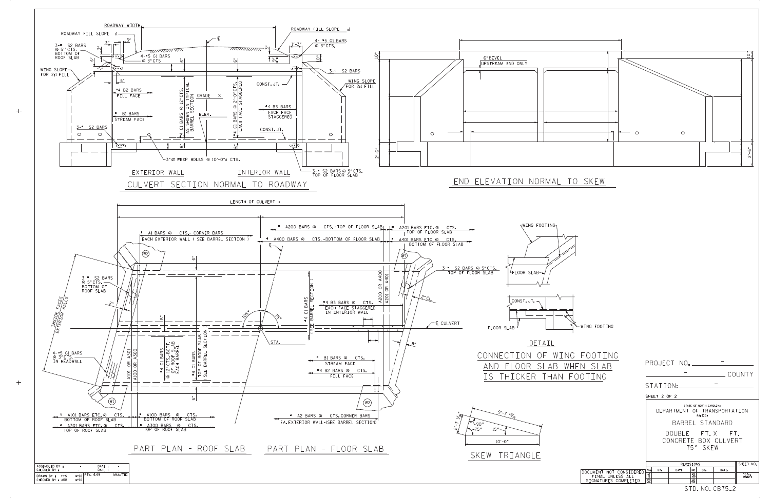## CULVERT SECTION NORMAL TO ROADWAY

ROADWAY WIDTH

ROADWAY FILL SLOPE :1

ROADWAY FILL SLOPE :1

3-# S2 BARS @ 5" CTS. BOTTOM OF ROOF SLAB

4-#5 G1 BARS @ 3" CTS

4-#5 G1 BARS @ 3" CTS.

1'-3"

3"

6"

℄

3-# S2 BARS

WING SLOPE FOR 2:1 FILL

WING SLOPE FOR 2:1 FILL

#4 B2 BARS FILL FACE

# B1 BARS STREAM FACE

3-# S2 BARS

#4 C1 BARS @ 12" CTS. AS SHOWN IN TYPICAL BARREL SECTION

GRADE %

ELEV.

#4 C1 BARS @ 2'-0" CTS. EACH FACE STAGGERED

CONST. JT.

#4 B3 BARS EACH FACE STAGGERED

CONST. JT.

3" Ø WEEP HOLES @ 10'-0"± CTS.

3-# S2 BARS @ 5" CTS. TOP OF FLOOR SLAB

EXTERIOR WALL

INTERIOR WALL

## END ELEVATION NORMAL TO SKEW

6" BEVEL UPSTREAM END ONLY

10"

2'-6"

## PART PLAN - ROOF SLAB

## PART PLAN - FLOOR SLAB

LENGTH OF CULVERT =

# A1 BARS @ CTS.- CORNER BARS EACH EXTERIOR WALL ( SEE BARREL SECTION )

# A200 BARS @ CTS.-TOP OF FLOOR SLAB

# A201 BARS ETC.@ CTS. TOP OF FLOOR SLAB

# A400 BARS @ CTS.-BOTTOM OF FLOOR SLAB

# A401 BARS ETC.@ CTS. BOTTOM OF FLOOR SLAB

3-# S2 BARS @ 5" CTS. TOP OF FLOOR SLAB

3-# S2 BARS @ 5" CTS. BOTTOM OF ROOF SLAB

INSIDE FACES EXTERIOR WALLS

4-#5 G1 BARS @ 3" CTS. IN HEADWALL

#4 C1 BARS (SEE BARREL SECTION)

#4 B3 BARS @ CTS. EACH FACE STAGGERED IN INTERIOR WALL

A200 OR A400

A201 OR A401

A101 OR A301

A100 OR A300

#4 C1 BARS @ 12" CTS.-BOTT. OF ROOF SLAB EACH BARREL

#4 C1 BARS TOP OF ROOF SLAB ( SEE BARREL SECTION )

105°

75°

STA.

℄ CULVERT

2" CL.

8"

6"

2"

# B1 BARS @ CTS. STREAM FACE

#4 B2 BARS @ CTS. FILL FACE

# A101 BARS ETC.@ CTS. BOTTOM OF ROOF SLAB

# A100 BARS @ CTS. BOTTOM OF ROOF SLAB

# A301 BARS ETC.@ CTS. TOP OF ROOF SLAB

# A300 BARS @ CTS. TOP OF ROOF SLAB

# A2 BARS @ CTS. CORNER BARS EA. EXTERIOR WALL-(SEE BARREL SECTION)

W1 W2

## DETAIL

## CONNECTION OF WING FOOTING AND FLOOR SLAB WHEN SLAB IS THICKER THAN FOOTING

WING FOOTING

FLOOR SLAB

CONST. JT.

FLOOR SLAB

WING FOOTING

## SKEW TRIANGLE

9'-7 1⁵⁄₁₆"

2'-7 1⁄₁₆"

90°

75°

15°

10'-0"

PROJECT NO. -

- COUNTY

STATION: -

SHEET 2 OF 2

STATE OF NORTH CAROLINA
DEPARTMENT OF TRANSPORTATION
RALEIGH

BARREL STANDARD

DOUBLE FT. X FT.
CONCRETE BOX CULVERT
75° SKEW

| REVISIONS | | | | | | SHEET NO. |
|---|---|---|---|---|---|---|
| NO. | BY: | DATE: | NO. | BY: | DATE: | |
| 1 | | | 3 | | | TOTAL SHEETS |
| 2 | | | 4 | | | |

DOCUMENT NOT CONSIDERED FINAL UNLESS ALL SIGNATURES COMPLETED

| | | | |
|---|---|---|---|
| ASSEMBLED BY : | - | DATE : | - |
| CHECKED BY : | - | DATE : | - |
| DRAWN BY : TTS | 11/90 | REV. 6/19 | MAA/THC |
| CHECKED BY : ARB | 11/90 | | |

STD. NO. CB75_2